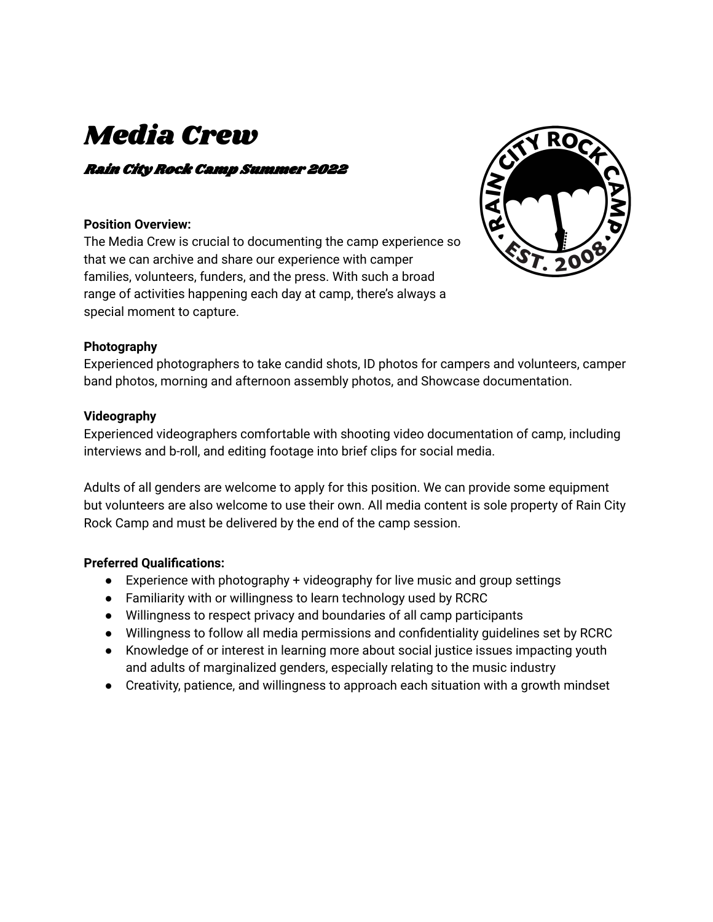# *Media Crew*

## *Rain City Rock Camp Summer 2022*

**Position Overview:**
The Media Crew is crucial to documenting the camp experience so that we can archive and share our experience with camper families, volunteers, funders, and the press. With such a broad range of activities happening each day at camp, there's always a special moment to capture.

**Photography**
Experienced photographers to take candid shots, ID photos for campers and volunteers, camper band photos, morning and afternoon assembly photos, and Showcase documentation.

**Videography**
Experienced videographers comfortable with shooting video documentation of camp, including interviews and b-roll, and editing footage into brief clips for social media.

Adults of all genders are welcome to apply for this position. We can provide some equipment but volunteers are also welcome to use their own. All media content is sole property of Rain City Rock Camp and must be delivered by the end of the camp session.

**Preferred Qualifications:**

- Experience with photography + videography for live music and group settings
- Familiarity with or willingness to learn technology used by RCRC
- Willingness to respect privacy and boundaries of all camp participants
- Willingness to follow all media permissions and confidentiality guidelines set by RCRC
- Knowledge of or interest in learning more about social justice issues impacting youth and adults of marginalized genders, especially relating to the music industry
- Creativity, patience, and willingness to approach each situation with a growth mindset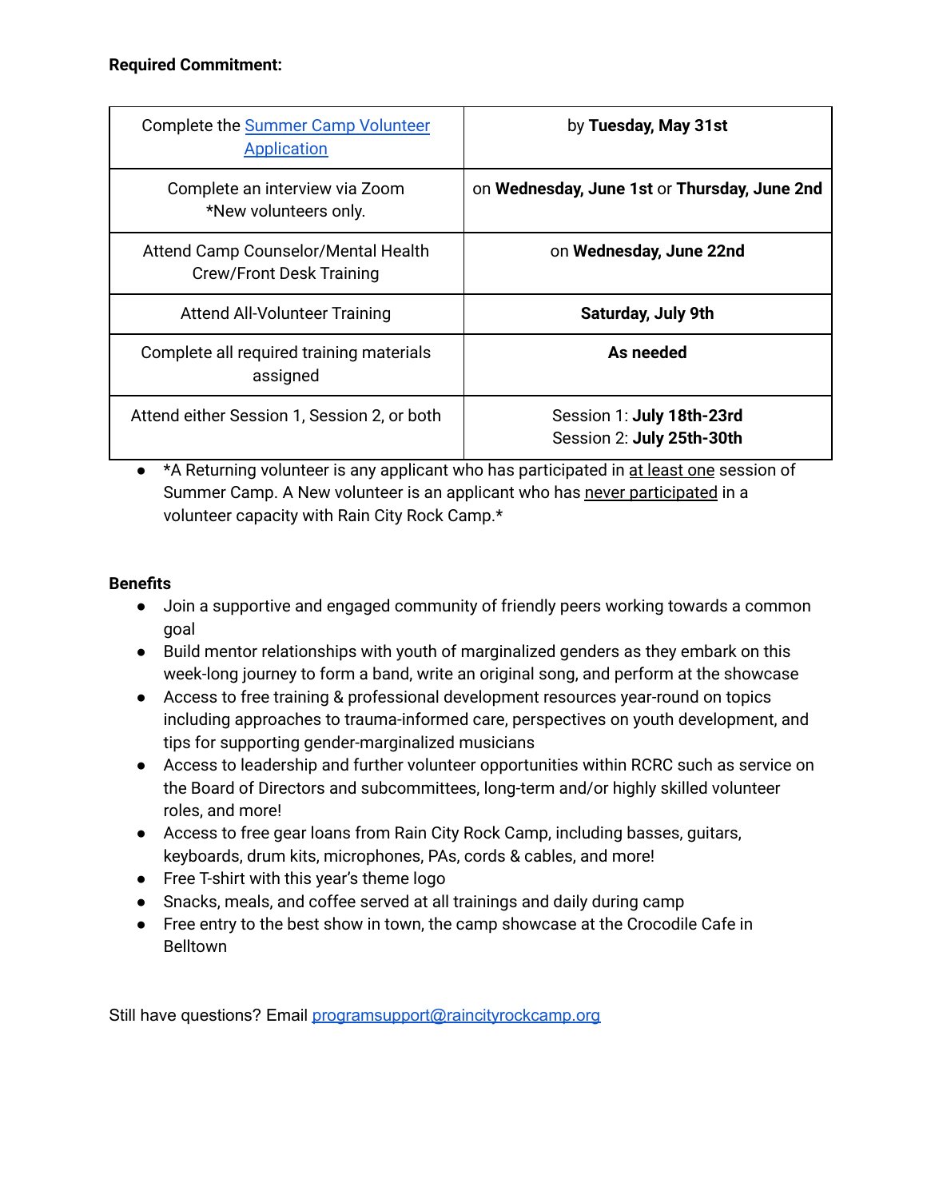**Required Commitment:**

| | |
|---|---|
| Complete the [Summer Camp Volunteer Application]() | by **Tuesday, May 31st** |
| Complete an interview via Zoom *New volunteers only. | on **Wednesday, June 1st** or **Thursday, June 2nd** |
| Attend Camp Counselor/Mental Health Crew/Front Desk Training | on **Wednesday, June 22nd** |
| Attend All-Volunteer Training | **Saturday, July 9th** |
| Complete all required training materials assigned | **As needed** |
| Attend either Session 1, Session 2, or both | Session 1: **July 18th-23rd**<br>Session 2: **July 25th-30th** |

- *A Returning volunteer is any applicant who has participated in <u>at least one</u> session of Summer Camp. A New volunteer is an applicant who has <u>never participated</u> in a volunteer capacity with Rain City Rock Camp.*

**Benefits**

- Join a supportive and engaged community of friendly peers working towards a common goal
- Build mentor relationships with youth of marginalized genders as they embark on this week-long journey to form a band, write an original song, and perform at the showcase
- Access to free training & professional development resources year-round on topics including approaches to trauma-informed care, perspectives on youth development, and tips for supporting gender-marginalized musicians
- Access to leadership and further volunteer opportunities within RCRC such as service on the Board of Directors and subcommittees, long-term and/or highly skilled volunteer roles, and more!
- Access to free gear loans from Rain City Rock Camp, including basses, guitars, keyboards, drum kits, microphones, PAs, cords & cables, and more!
- Free T-shirt with this year's theme logo
- Snacks, meals, and coffee served at all trainings and daily during camp
- Free entry to the best show in town, the camp showcase at the Crocodile Cafe in Belltown

Still have questions? Email [programsupport@raincityrockcamp.org](mailto:programsupport@raincityrockcamp.org)